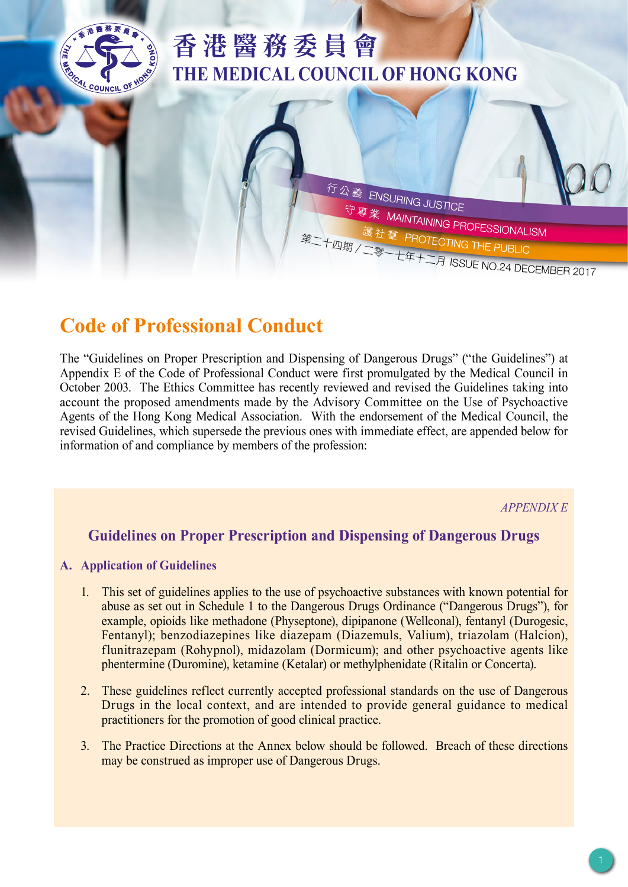# 香港醫務委員會
# THE MEDICAL COUNCIL OF HONG KONG

行公義 ENSURING JUSTICE
守專業 MAINTAINING PROFESSIONALISM
護社羣 PROTECTING THE PUBLIC

第二十四期 / 二零一七年十二月 ISSUE NO.24 DECEMBER 2017

## Code of Professional Conduct

The "Guidelines on Proper Prescription and Dispensing of Dangerous Drugs" ("the Guidelines") at Appendix E of the Code of Professional Conduct were first promulgated by the Medical Council in October 2003. The Ethics Committee has recently reviewed and revised the Guidelines taking into account the proposed amendments made by the Advisory Committee on the Use of Psychoactive Agents of the Hong Kong Medical Association. With the endorsement of the Medical Council, the revised Guidelines, which supersede the previous ones with immediate effect, are appended below for information of and compliance by members of the profession:

*APPENDIX E*

### Guidelines on Proper Prescription and Dispensing of Dangerous Drugs

**A. Application of Guidelines**

1. This set of guidelines applies to the use of psychoactive substances with known potential for abuse as set out in Schedule 1 to the Dangerous Drugs Ordinance ("Dangerous Drugs"), for example, opioids like methadone (Physeptone), dipipanone (Wellconal), fentanyl (Durogesic, Fentanyl); benzodiazepines like diazepam (Diazemuls, Valium), triazolam (Halcion), flunitrazepam (Rohypnol), midazolam (Dormicum); and other psychoactive agents like phentermine (Duromine), ketamine (Ketalar) or methylphenidate (Ritalin or Concerta).

2. These guidelines reflect currently accepted professional standards on the use of Dangerous Drugs in the local context, and are intended to provide general guidance to medical practitioners for the promotion of good clinical practice.

3. The Practice Directions at the Annex below should be followed. Breach of these directions may be construed as improper use of Dangerous Drugs.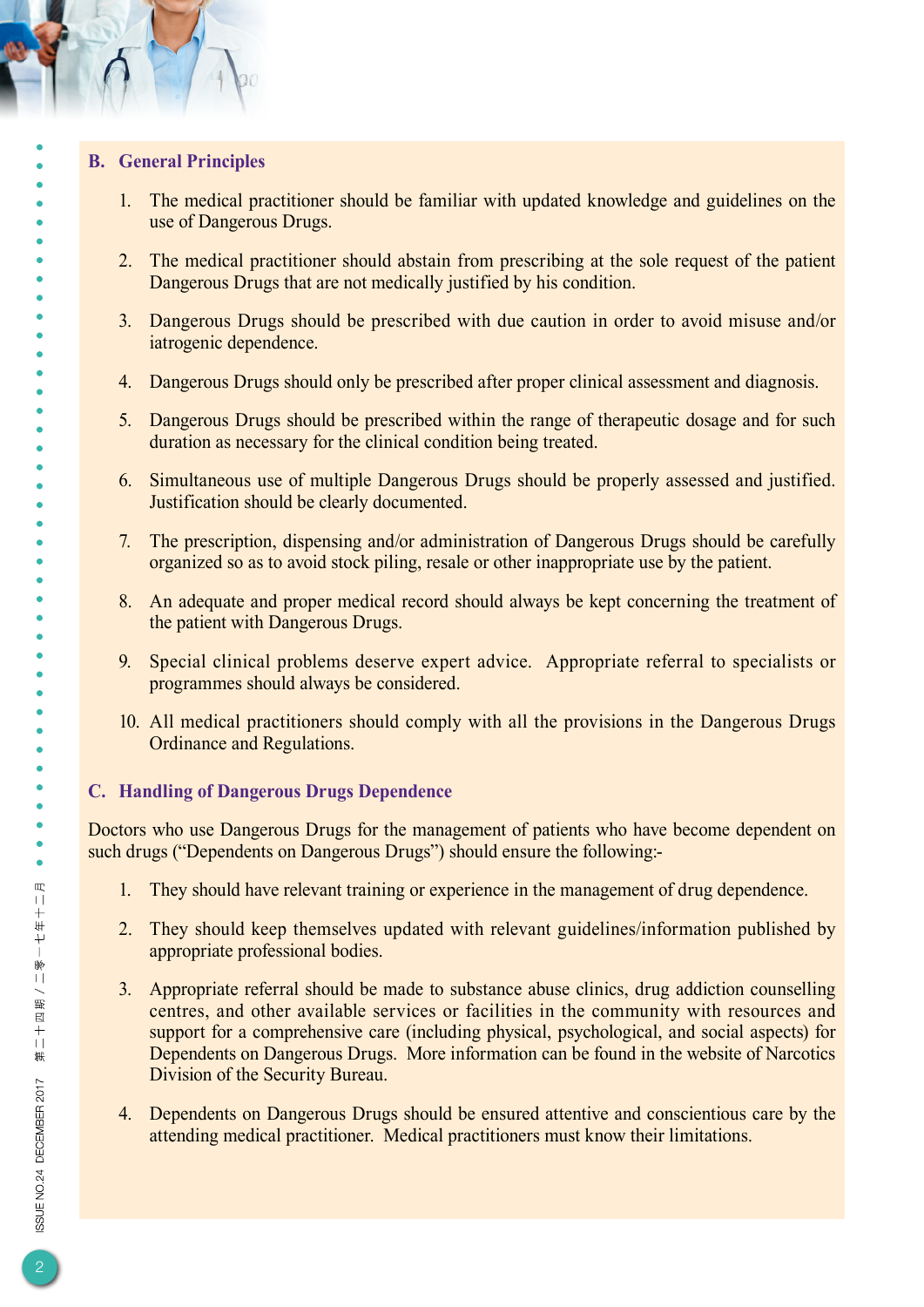## B. General Principles

1. The medical practitioner should be familiar with updated knowledge and guidelines on the use of Dangerous Drugs.

2. The medical practitioner should abstain from prescribing at the sole request of the patient Dangerous Drugs that are not medically justified by his condition.

3. Dangerous Drugs should be prescribed with due caution in order to avoid misuse and/or iatrogenic dependence.

4. Dangerous Drugs should only be prescribed after proper clinical assessment and diagnosis.

5. Dangerous Drugs should be prescribed within the range of therapeutic dosage and for such duration as necessary for the clinical condition being treated.

6. Simultaneous use of multiple Dangerous Drugs should be properly assessed and justified. Justification should be clearly documented.

7. The prescription, dispensing and/or administration of Dangerous Drugs should be carefully organized so as to avoid stock piling, resale or other inappropriate use by the patient.

8. An adequate and proper medical record should always be kept concerning the treatment of the patient with Dangerous Drugs.

9. Special clinical problems deserve expert advice. Appropriate referral to specialists or programmes should always be considered.

10. All medical practitioners should comply with all the provisions in the Dangerous Drugs Ordinance and Regulations.

## C. Handling of Dangerous Drugs Dependence

Doctors who use Dangerous Drugs for the management of patients who have become dependent on such drugs ("Dependents on Dangerous Drugs") should ensure the following:-

1. They should have relevant training or experience in the management of drug dependence.

2. They should keep themselves updated with relevant guidelines/information published by appropriate professional bodies.

3. Appropriate referral should be made to substance abuse clinics, drug addiction counselling centres, and other available services or facilities in the community with resources and support for a comprehensive care (including physical, psychological, and social aspects) for Dependents on Dangerous Drugs. More information can be found in the website of Narcotics Division of the Security Bureau.

4. Dependents on Dangerous Drugs should be ensured attentive and conscientious care by the attending medical practitioner. Medical practitioners must know their limitations.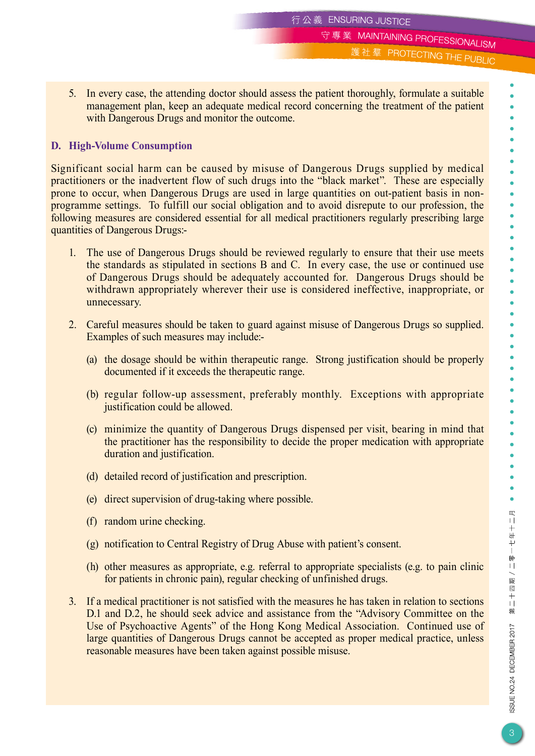5. In every case, the attending doctor should assess the patient thoroughly, formulate a suitable management plan, keep an adequate medical record concerning the treatment of the patient with Dangerous Drugs and monitor the outcome.

### D. High-Volume Consumption

Significant social harm can be caused by misuse of Dangerous Drugs supplied by medical practitioners or the inadvertent flow of such drugs into the “black market”. These are especially prone to occur, when Dangerous Drugs are used in large quantities on out-patient basis in non-programme settings. To fulfill our social obligation and to avoid disrepute to our profession, the following measures are considered essential for all medical practitioners regularly prescribing large quantities of Dangerous Drugs:-

1. The use of Dangerous Drugs should be reviewed regularly to ensure that their use meets the standards as stipulated in sections B and C. In every case, the use or continued use of Dangerous Drugs should be adequately accounted for. Dangerous Drugs should be withdrawn appropriately wherever their use is considered ineffective, inappropriate, or unnecessary.

2. Careful measures should be taken to guard against misuse of Dangerous Drugs so supplied. Examples of such measures may include:-

   (a) the dosage should be within therapeutic range. Strong justification should be properly documented if it exceeds the therapeutic range.

   (b) regular follow-up assessment, preferably monthly. Exceptions with appropriate justification could be allowed.

   (c) minimize the quantity of Dangerous Drugs dispensed per visit, bearing in mind that the practitioner has the responsibility to decide the proper medication with appropriate duration and justification.

   (d) detailed record of justification and prescription.

   (e) direct supervision of drug-taking where possible.

   (f) random urine checking.

   (g) notification to Central Registry of Drug Abuse with patient’s consent.

   (h) other measures as appropriate, e.g. referral to appropriate specialists (e.g. to pain clinic for patients in chronic pain), regular checking of unfinished drugs.

3. If a medical practitioner is not satisfied with the measures he has taken in relation to sections D.1 and D.2, he should seek advice and assistance from the “Advisory Committee on the Use of Psychoactive Agents” of the Hong Kong Medical Association. Continued use of large quantities of Dangerous Drugs cannot be accepted as proper medical practice, unless reasonable measures have been taken against possible misuse.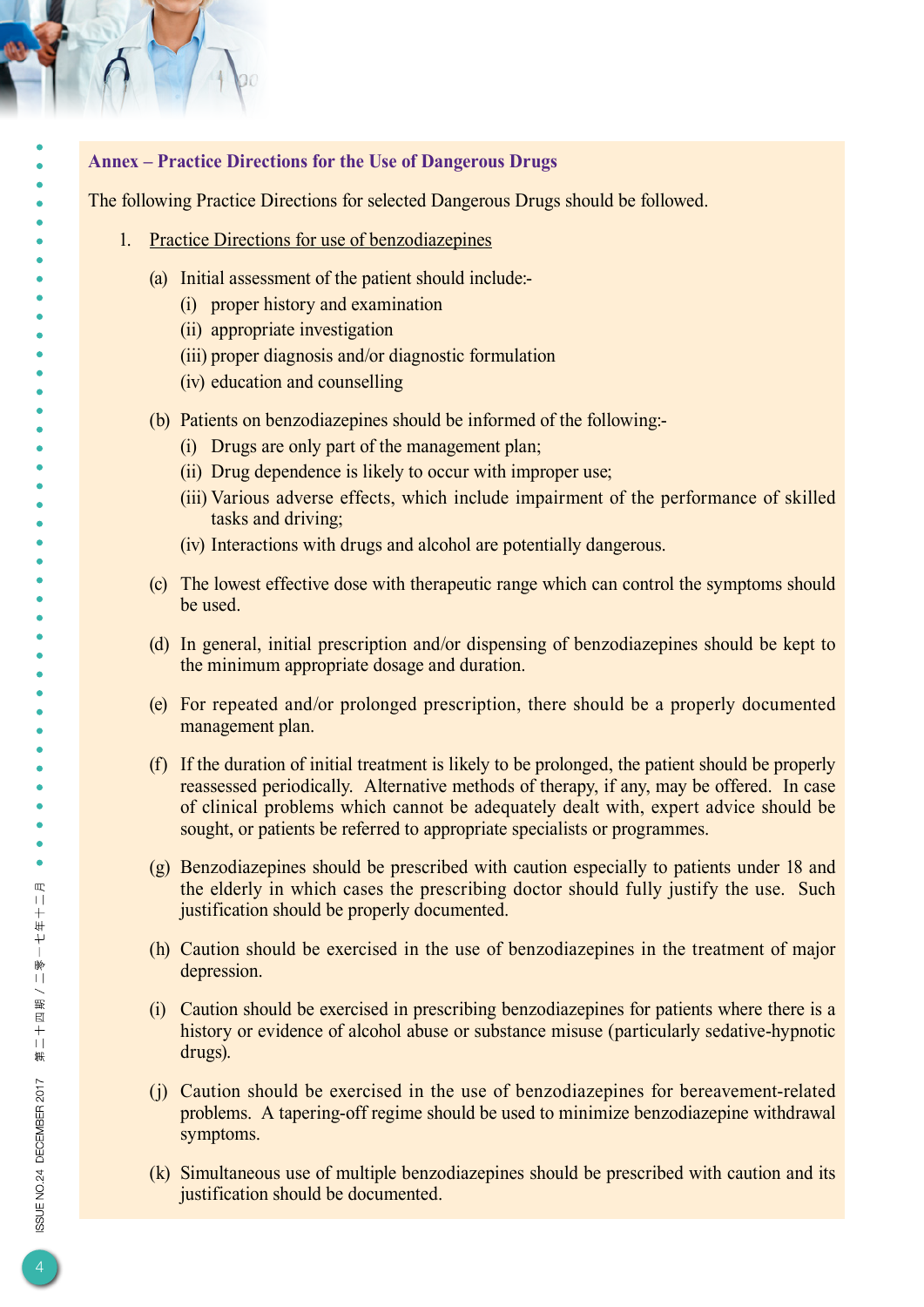## Annex – Practice Directions for the Use of Dangerous Drugs

The following Practice Directions for selected Dangerous Drugs should be followed.

1. Practice Directions for use of benzodiazepines

   (a) Initial assessment of the patient should include:-
      - (i) proper history and examination
      - (ii) appropriate investigation
      - (iii) proper diagnosis and/or diagnostic formulation
      - (iv) education and counselling

   (b) Patients on benzodiazepines should be informed of the following:-
      - (i) Drugs are only part of the management plan;
      - (ii) Drug dependence is likely to occur with improper use;
      - (iii) Various adverse effects, which include impairment of the performance of skilled tasks and driving;
      - (iv) Interactions with drugs and alcohol are potentially dangerous.

   (c) The lowest effective dose with therapeutic range which can control the symptoms should be used.

   (d) In general, initial prescription and/or dispensing of benzodiazepines should be kept to the minimum appropriate dosage and duration.

   (e) For repeated and/or prolonged prescription, there should be a properly documented management plan.

   (f) If the duration of initial treatment is likely to be prolonged, the patient should be properly reassessed periodically. Alternative methods of therapy, if any, may be offered. In case of clinical problems which cannot be adequately dealt with, expert advice should be sought, or patients be referred to appropriate specialists or programmes.

   (g) Benzodiazepines should be prescribed with caution especially to patients under 18 and the elderly in which cases the prescribing doctor should fully justify the use. Such justification should be properly documented.

   (h) Caution should be exercised in the use of benzodiazepines in the treatment of major depression.

   (i) Caution should be exercised in prescribing benzodiazepines for patients where there is a history or evidence of alcohol abuse or substance misuse (particularly sedative-hypnotic drugs).

   (j) Caution should be exercised in the use of benzodiazepines for bereavement-related problems. A tapering-off regime should be used to minimize benzodiazepine withdrawal symptoms.

   (k) Simultaneous use of multiple benzodiazepines should be prescribed with caution and its justification should be documented.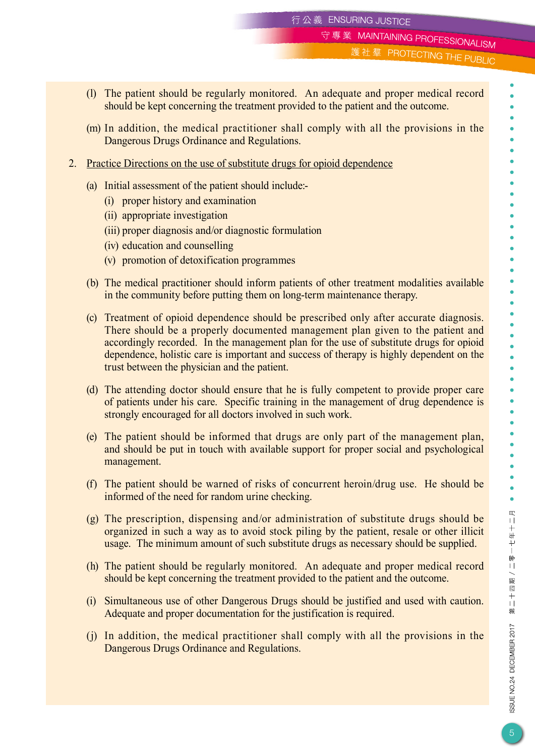(l) The patient should be regularly monitored. An adequate and proper medical record should be kept concerning the treatment provided to the patient and the outcome.

(m) In addition, the medical practitioner shall comply with all the provisions in the Dangerous Drugs Ordinance and Regulations.

2. <u>Practice Directions on the use of substitute drugs for opioid dependence</u>

(a) Initial assessment of the patient should include:-
   (i) proper history and examination
   (ii) appropriate investigation
   (iii) proper diagnosis and/or diagnostic formulation
   (iv) education and counselling
   (v) promotion of detoxification programmes

(b) The medical practitioner should inform patients of other treatment modalities available in the community before putting them on long-term maintenance therapy.

(c) Treatment of opioid dependence should be prescribed only after accurate diagnosis. There should be a properly documented management plan given to the patient and accordingly recorded. In the management plan for the use of substitute drugs for opioid dependence, holistic care is important and success of therapy is highly dependent on the trust between the physician and the patient.

(d) The attending doctor should ensure that he is fully competent to provide proper care of patients under his care. Specific training in the management of drug dependence is strongly encouraged for all doctors involved in such work.

(e) The patient should be informed that drugs are only part of the management plan, and should be put in touch with available support for proper social and psychological management.

(f) The patient should be warned of risks of concurrent heroin/drug use. He should be informed of the need for random urine checking.

(g) The prescription, dispensing and/or administration of substitute drugs should be organized in such a way as to avoid stock piling by the patient, resale or other illicit usage. The minimum amount of such substitute drugs as necessary should be supplied.

(h) The patient should be regularly monitored. An adequate and proper medical record should be kept concerning the treatment provided to the patient and the outcome.

(i) Simultaneous use of other Dangerous Drugs should be justified and used with caution. Adequate and proper documentation for the justification is required.

(j) In addition, the medical practitioner shall comply with all the provisions in the Dangerous Drugs Ordinance and Regulations.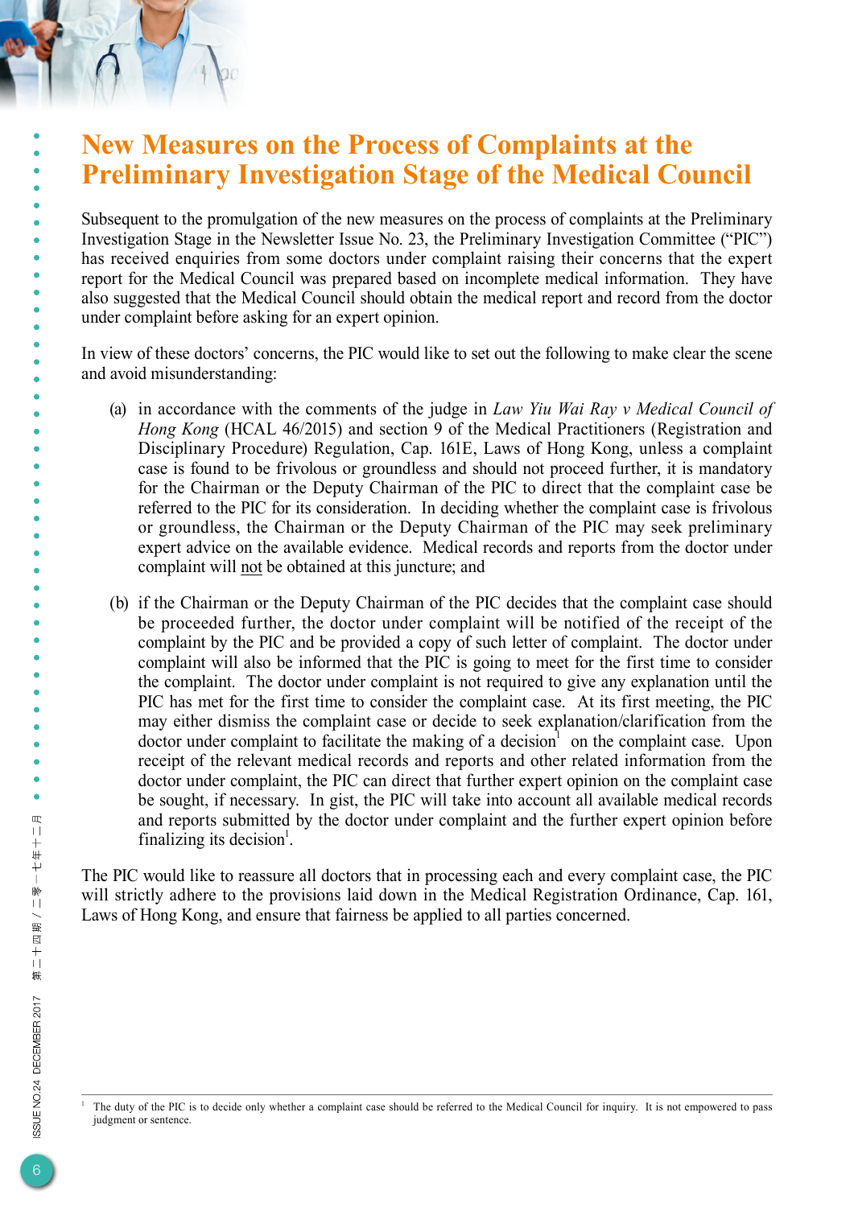# New Measures on the Process of Complaints at the Preliminary Investigation Stage of the Medical Council

Subsequent to the promulgation of the new measures on the process of complaints at the Preliminary Investigation Stage in the Newsletter Issue No. 23, the Preliminary Investigation Committee ("PIC") has received enquiries from some doctors under complaint raising their concerns that the expert report for the Medical Council was prepared based on incomplete medical information. They have also suggested that the Medical Council should obtain the medical report and record from the doctor under complaint before asking for an expert opinion.

In view of these doctors' concerns, the PIC would like to set out the following to make clear the scene and avoid misunderstanding:

(a) in accordance with the comments of the judge in *Law Yiu Wai Ray v Medical Council of Hong Kong* (HCAL 46/2015) and section 9 of the Medical Practitioners (Registration and Disciplinary Procedure) Regulation, Cap. 161E, Laws of Hong Kong, unless a complaint case is found to be frivolous or groundless and should not proceed further, it is mandatory for the Chairman or the Deputy Chairman of the PIC to direct that the complaint case be referred to the PIC for its consideration. In deciding whether the complaint case is frivolous or groundless, the Chairman or the Deputy Chairman of the PIC may seek preliminary expert advice on the available evidence. Medical records and reports from the doctor under complaint will not be obtained at this juncture; and

(b) if the Chairman or the Deputy Chairman of the PIC decides that the complaint case should be proceeded further, the doctor under complaint will be notified of the receipt of the complaint by the PIC and be provided a copy of such letter of complaint. The doctor under complaint will also be informed that the PIC is going to meet for the first time to consider the complaint. The doctor under complaint is not required to give any explanation until the PIC has met for the first time to consider the complaint case. At its first meeting, the PIC may either dismiss the complaint case or decide to seek explanation/clarification from the doctor under complaint to facilitate the making of a decision[1] on the complaint case. Upon receipt of the relevant medical records and reports and other related information from the doctor under complaint, the PIC can direct that further expert opinion on the complaint case be sought, if necessary. In gist, the PIC will take into account all available medical records and reports submitted by the doctor under complaint and the further expert opinion before finalizing its decision[1].

The PIC would like to reassure all doctors that in processing each and every complaint case, the PIC will strictly adhere to the provisions laid down in the Medical Registration Ordinance, Cap. 161, Laws of Hong Kong, and ensure that fairness be applied to all parties concerned.

[1] The duty of the PIC is to decide only whether a complaint case should be referred to the Medical Council for inquiry. It is not empowered to pass judgment or sentence.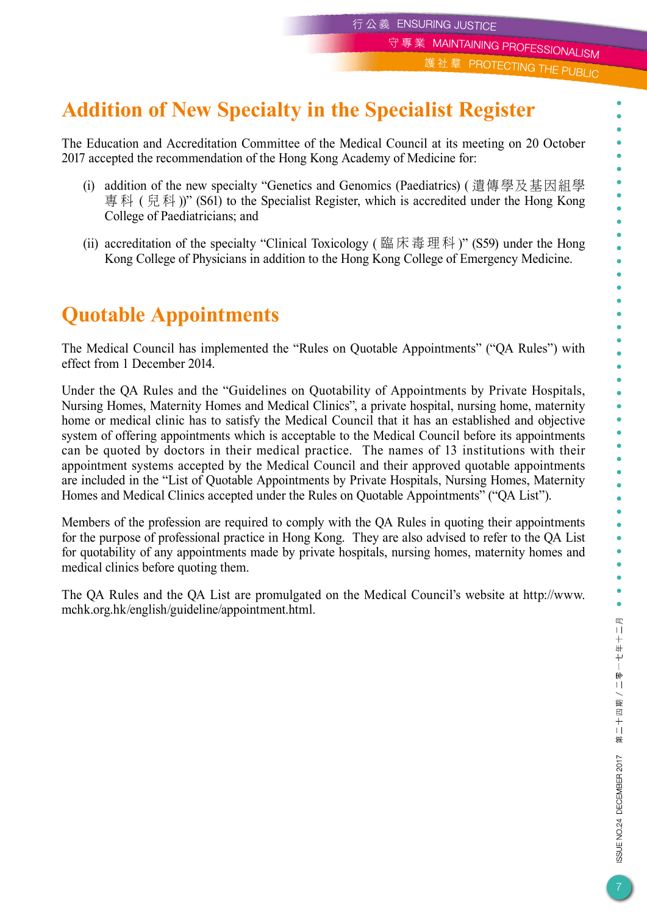## Addition of New Specialty in the Specialist Register

The Education and Accreditation Committee of the Medical Council at its meeting on 20 October 2017 accepted the recommendation of the Hong Kong Academy of Medicine for:

(i) addition of the new specialty "Genetics and Genomics (Paediatrics) (遺傳學及基因組學專科(兒科))" (S61) to the Specialist Register, which is accredited under the Hong Kong College of Paediatricians; and

(ii) accreditation of the specialty "Clinical Toxicology (臨床毒理科)" (S59) under the Hong Kong College of Physicians in addition to the Hong Kong College of Emergency Medicine.

## Quotable Appointments

The Medical Council has implemented the "Rules on Quotable Appointments" ("QA Rules") with effect from 1 December 2014.

Under the QA Rules and the "Guidelines on Quotability of Appointments by Private Hospitals, Nursing Homes, Maternity Homes and Medical Clinics", a private hospital, nursing home, maternity home or medical clinic has to satisfy the Medical Council that it has an established and objective system of offering appointments which is acceptable to the Medical Council before its appointments can be quoted by doctors in their medical practice. The names of 13 institutions with their appointment systems accepted by the Medical Council and their approved quotable appointments are included in the "List of Quotable Appointments by Private Hospitals, Nursing Homes, Maternity Homes and Medical Clinics accepted under the Rules on Quotable Appointments" ("QA List").

Members of the profession are required to comply with the QA Rules in quoting their appointments for the purpose of professional practice in Hong Kong. They are also advised to refer to the QA List for quotability of any appointments made by private hospitals, nursing homes, maternity homes and medical clinics before quoting them.

The QA Rules and the QA List are promulgated on the Medical Council's website at http://www.mchk.org.hk/english/guideline/appointment.html.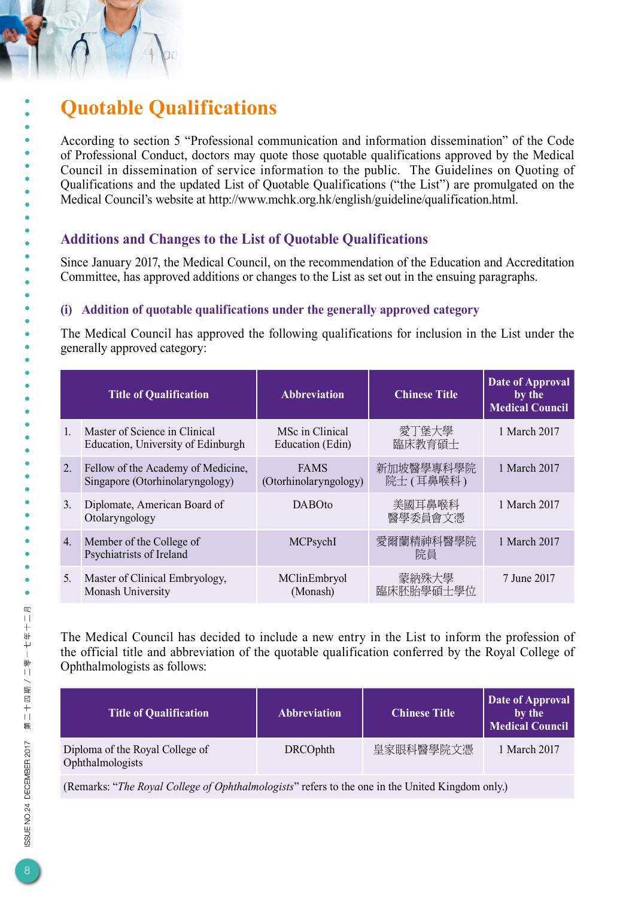# Quotable Qualifications

According to section 5 "Professional communication and information dissemination" of the Code of Professional Conduct, doctors may quote those quotable qualifications approved by the Medical Council in dissemination of service information to the public. The Guidelines on Quoting of Qualifications and the updated List of Quotable Qualifications ("the List") are promulgated on the Medical Council's website at http://www.mchk.org.hk/english/guideline/qualification.html.

## Additions and Changes to the List of Quotable Qualifications

Since January 2017, the Medical Council, on the recommendation of the Education and Accreditation Committee, has approved additions or changes to the List as set out in the ensuing paragraphs.

### (i) Addition of quotable qualifications under the generally approved category

The Medical Council has approved the following qualifications for inclusion in the List under the generally approved category:

| | Title of Qualification | Abbreviation | Chinese Title | Date of Approval by the Medical Council |
|---|---|---|---|---|
| 1. | Master of Science in Clinical Education, University of Edinburgh | MSc in Clinical Education (Edin) | 愛丁堡大學臨床教育碩士 | 1 March 2017 |
| 2. | Fellow of the Academy of Medicine, Singapore (Otorhinolaryngology) | FAMS (Otorhinolaryngology) | 新加坡醫學專科學院院士 (耳鼻喉科) | 1 March 2017 |
| 3. | Diplomate, American Board of Otolaryngology | DABOto | 美國耳鼻喉科醫學委員會文憑 | 1 March 2017 |
| 4. | Member of the College of Psychiatrists of Ireland | MCPsychI | 愛爾蘭精神科醫學院院員 | 1 March 2017 |
| 5. | Master of Clinical Embryology, Monash University | MClinEmbryol (Monash) | 蒙納殊大學臨床胚胎學碩士學位 | 7 June 2017 |

The Medical Council has decided to include a new entry in the List to inform the profession of the official title and abbreviation of the quotable qualification conferred by the Royal College of Ophthalmologists as follows:

| Title of Qualification | Abbreviation | Chinese Title | Date of Approval by the Medical Council |
|---|---|---|---|
| Diploma of the Royal College of Ophthalmologists | DRCOphth | 皇家眼科醫學院文憑 | 1 March 2017 |
| (Remarks: "*The Royal College of Ophthalmologists*" refers to the one in the United Kingdom only.) | | | |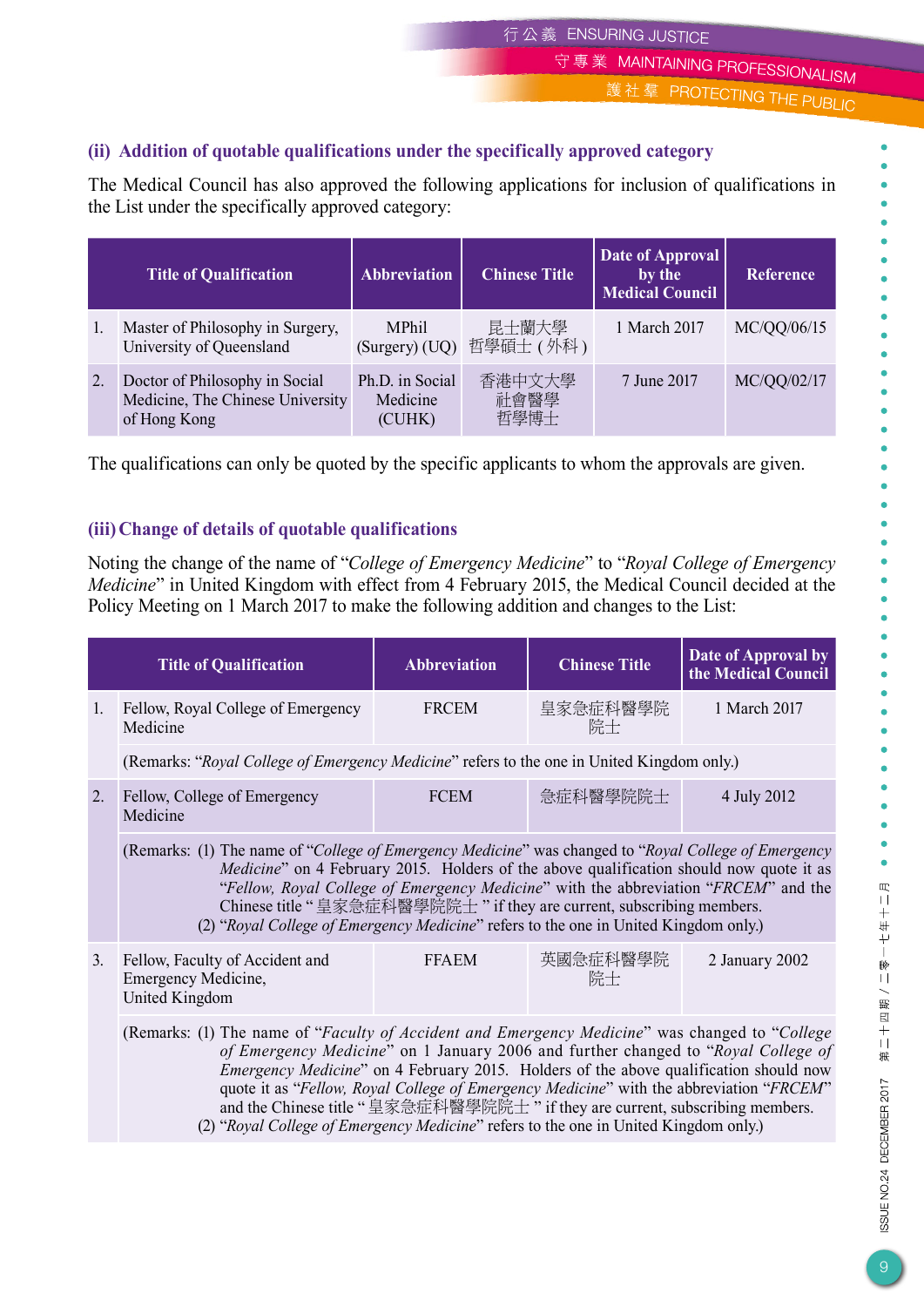### (ii) Addition of quotable qualifications under the specifically approved category

The Medical Council has also approved the following applications for inclusion of qualifications in the List under the specifically approved category:

| | Title of Qualification | Abbreviation | Chinese Title | Date of Approval by the Medical Council | Reference |
|---|---|---|---|---|---|
| 1. | Master of Philosophy in Surgery, University of Queensland | MPhil (Surgery) (UQ) | 昆士蘭大學哲學碩士 ( 外科 ) | 1 March 2017 | MC/QQ/06/15 |
| 2. | Doctor of Philosophy in Social Medicine, The Chinese University of Hong Kong | Ph.D. in Social Medicine (CUHK) | 香港中文大學社會醫學哲學博士 | 7 June 2017 | MC/QQ/02/17 |

The qualifications can only be quoted by the specific applicants to whom the approvals are given.

### (iii) Change of details of quotable qualifications

Noting the change of the name of "*College of Emergency Medicine*" to "*Royal College of Emergency Medicine*" in United Kingdom with effect from 4 February 2015, the Medical Council decided at the Policy Meeting on 1 March 2017 to make the following addition and changes to the List:

| | Title of Qualification | Abbreviation | Chinese Title | Date of Approval by the Medical Council |
|---|---|---|---|---|
| 1. | Fellow, Royal College of Emergency Medicine | FRCEM | 皇家急症科醫學院院士 | 1 March 2017 |
| | (Remarks: "*Royal College of Emergency Medicine*" refers to the one in United Kingdom only.) | | | |
| 2. | Fellow, College of Emergency Medicine | FCEM | 急症科醫學院院士 | 4 July 2012 |
| | (Remarks: (1) The name of "*College of Emergency Medicine*" was changed to "*Royal College of Emergency Medicine*" on 4 February 2015. Holders of the above qualification should now quote it as "*Fellow, Royal College of Emergency Medicine*" with the abbreviation "*FRCEM*" and the Chinese title " 皇家急症科醫學院院士 " if they are current, subscribing members. (2) "*Royal College of Emergency Medicine*" refers to the one in United Kingdom only.) | | | |
| 3. | Fellow, Faculty of Accident and Emergency Medicine, United Kingdom | FFAEM | 英國急症科醫學院院士 | 2 January 2002 |
| | (Remarks: (1) The name of "*Faculty of Accident and Emergency Medicine*" was changed to "*College of Emergency Medicine*" on 1 January 2006 and further changed to "*Royal College of Emergency Medicine*" on 4 February 2015. Holders of the above qualification should now quote it as "*Fellow, Royal College of Emergency Medicine*" with the abbreviation "*FRCEM*" and the Chinese title " 皇家急症科醫學院院士 " if they are current, subscribing members. (2) "*Royal College of Emergency Medicine*" refers to the one in United Kingdom only.) | | | |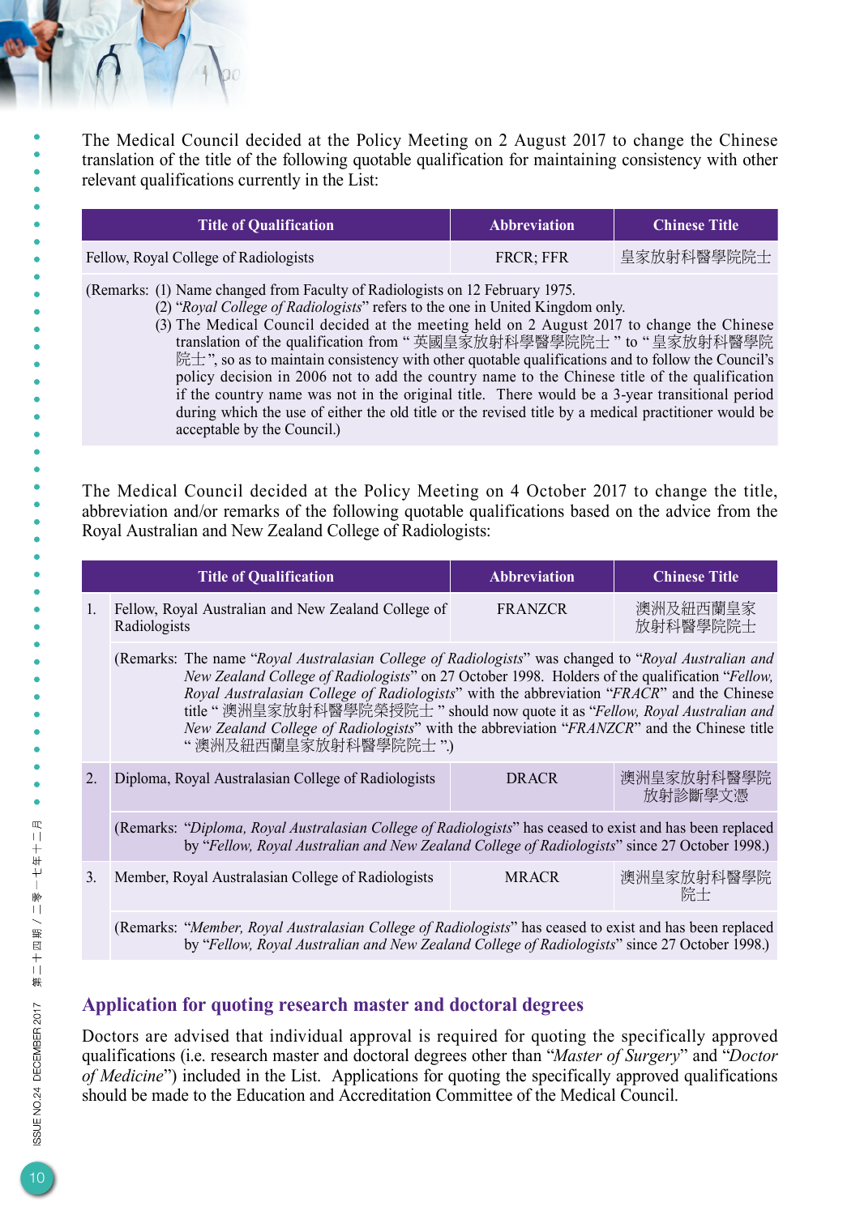The Medical Council decided at the Policy Meeting on 2 August 2017 to change the Chinese translation of the title of the following quotable qualification for maintaining consistency with other relevant qualifications currently in the List:

| Title of Qualification | Abbreviation | Chinese Title |
|---|---|---|
| Fellow, Royal College of Radiologists | FRCR; FFR | 皇家放射科醫學院院士 |
| (Remarks: (1) Name changed from Faculty of Radiologists on 12 February 1975. (2) "*Royal College of Radiologists*" refers to the one in United Kingdom only. (3) The Medical Council decided at the meeting held on 2 August 2017 to change the Chinese translation of the qualification from "英國皇家放射科學醫學院院士" to "皇家放射科醫學院院士", so as to maintain consistency with other quotable qualifications and to follow the Council's policy decision in 2006 not to add the country name to the Chinese title of the qualification if the country name was not in the original title. There would be a 3-year transitional period during which the use of either the old title or the revised title by a medical practitioner would be acceptable by the Council.) | | |

The Medical Council decided at the Policy Meeting on 4 October 2017 to change the title, abbreviation and/or remarks of the following quotable qualifications based on the advice from the Royal Australian and New Zealand College of Radiologists:

| | Title of Qualification | Abbreviation | Chinese Title |
|---|---|---|---|
| 1. | Fellow, Royal Australian and New Zealand College of Radiologists | FRANZCR | 澳洲及紐西蘭皇家放射科醫學院院士 |
| | (Remarks: The name "*Royal Australasian College of Radiologists*" was changed to "*Royal Australian and New Zealand College of Radiologists*" on 27 October 1998. Holders of the qualification "*Fellow, Royal Australasian College of Radiologists*" with the abbreviation "*FRACR*" and the Chinese title "澳洲皇家放射科醫學院榮授院士" should now quote it as "*Fellow, Royal Australian and New Zealand College of Radiologists*" with the abbreviation "*FRANZCR*" and the Chinese title "澳洲及紐西蘭皇家放射科醫學院院士".) | | |
| 2. | Diploma, Royal Australasian College of Radiologists | DRACR | 澳洲皇家放射科醫學院放射診斷學文憑 |
| | (Remarks: "*Diploma, Royal Australasian College of Radiologists*" has ceased to exist and has been replaced by "*Fellow, Royal Australian and New Zealand College of Radiologists*" since 27 October 1998.) | | |
| 3. | Member, Royal Australasian College of Radiologists | MRACR | 澳洲皇家放射科醫學院院士 |
| | (Remarks: "*Member, Royal Australasian College of Radiologists*" has ceased to exist and has been replaced by "*Fellow, Royal Australian and New Zealand College of Radiologists*" since 27 October 1998.) | | |

## Application for quoting research master and doctoral degrees

Doctors are advised that individual approval is required for quoting the specifically approved qualifications (i.e. research master and doctoral degrees other than "*Master of Surgery*" and "*Doctor of Medicine*") included in the List. Applications for quoting the specifically approved qualifications should be made to the Education and Accreditation Committee of the Medical Council.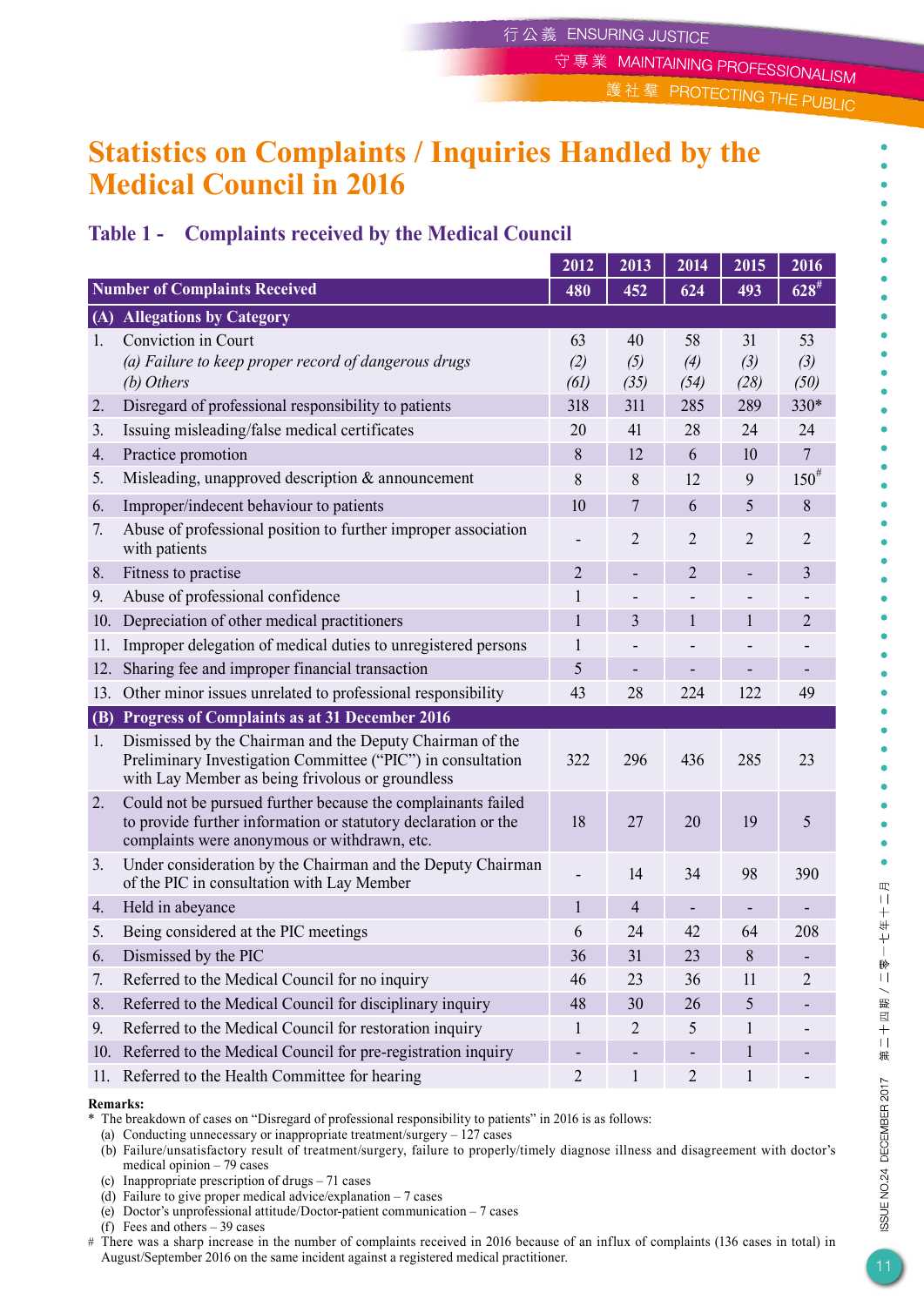# Statistics on Complaints / Inquiries Handled by the Medical Council in 2016

## Table 1 - Complaints received by the Medical Council

| | 2012 | 2013 | 2014 | 2015 | 2016 |
|---|---|---|---|---|---|
| **Number of Complaints Received** | **480** | **452** | **624** | **493** | **628#** |
| **(A) Allegations by Category** | | | | | |
| 1. Conviction in Court | 63 | 40 | 58 | 31 | 53 |
| *(a) Failure to keep proper record of dangerous drugs* | *(2)* | *(5)* | *(4)* | *(3)* | *(3)* |
| *(b) Others* | *(61)* | *(35)* | *(54)* | *(28)* | *(50)* |
| 2. Disregard of professional responsibility to patients | 318 | 311 | 285 | 289 | 330* |
| 3. Issuing misleading/false medical certificates | 20 | 41 | 28 | 24 | 24 |
| 4. Practice promotion | 8 | 12 | 6 | 10 | 7 |
| 5. Misleading, unapproved description & announcement | 8 | 8 | 12 | 9 | 150# |
| 6. Improper/indecent behaviour to patients | 10 | 7 | 6 | 5 | 8 |
| 7. Abuse of professional position to further improper association with patients | - | 2 | 2 | 2 | 2 |
| 8. Fitness to practise | 2 | - | 2 | - | 3 |
| 9. Abuse of professional confidence | 1 | - | - | - | - |
| 10. Depreciation of other medical practitioners | 1 | 3 | 1 | 1 | 2 |
| 11. Improper delegation of medical duties to unregistered persons | 1 | - | - | - | - |
| 12. Sharing fee and improper financial transaction | 5 | - | - | - | - |
| 13. Other minor issues unrelated to professional responsibility | 43 | 28 | 224 | 122 | 49 |
| **(B) Progress of Complaints as at 31 December 2016** | | | | | |
| 1. Dismissed by the Chairman and the Deputy Chairman of the Preliminary Investigation Committee ("PIC") in consultation with Lay Member as being frivolous or groundless | 322 | 296 | 436 | 285 | 23 |
| 2. Could not be pursued further because the complainants failed to provide further information or statutory declaration or the complaints were anonymous or withdrawn, etc. | 18 | 27 | 20 | 19 | 5 |
| 3. Under consideration by the Chairman and the Deputy Chairman of the PIC in consultation with Lay Member | - | 14 | 34 | 98 | 390 |
| 4. Held in abeyance | 1 | 4 | - | - | - |
| 5. Being considered at the PIC meetings | 6 | 24 | 42 | 64 | 208 |
| 6. Dismissed by the PIC | 36 | 31 | 23 | 8 | - |
| 7. Referred to the Medical Council for no inquiry | 46 | 23 | 36 | 11 | 2 |
| 8. Referred to the Medical Council for disciplinary inquiry | 48 | 30 | 26 | 5 | - |
| 9. Referred to the Medical Council for restoration inquiry | 1 | 2 | 5 | 1 | - |
| 10. Referred to the Medical Council for pre-registration inquiry | - | - | - | 1 | - |
| 11. Referred to the Health Committee for hearing | 2 | 1 | 2 | 1 | - |

**Remarks:**

\* The breakdown of cases on "Disregard of professional responsibility to patients" in 2016 is as follows:
- (a) Conducting unnecessary or inappropriate treatment/surgery – 127 cases
- (b) Failure/unsatisfactory result of treatment/surgery, failure to properly/timely diagnose illness and disagreement with doctor's medical opinion – 79 cases
- (c) Inappropriate prescription of drugs – 71 cases
- (d) Failure to give proper medical advice/explanation – 7 cases
- (e) Doctor's unprofessional attitude/Doctor-patient communication – 7 cases
- (f) Fees and others – 39 cases

\# There was a sharp increase in the number of complaints received in 2016 because of an influx of complaints (136 cases in total) in August/September 2016 on the same incident against a registered medical practitioner.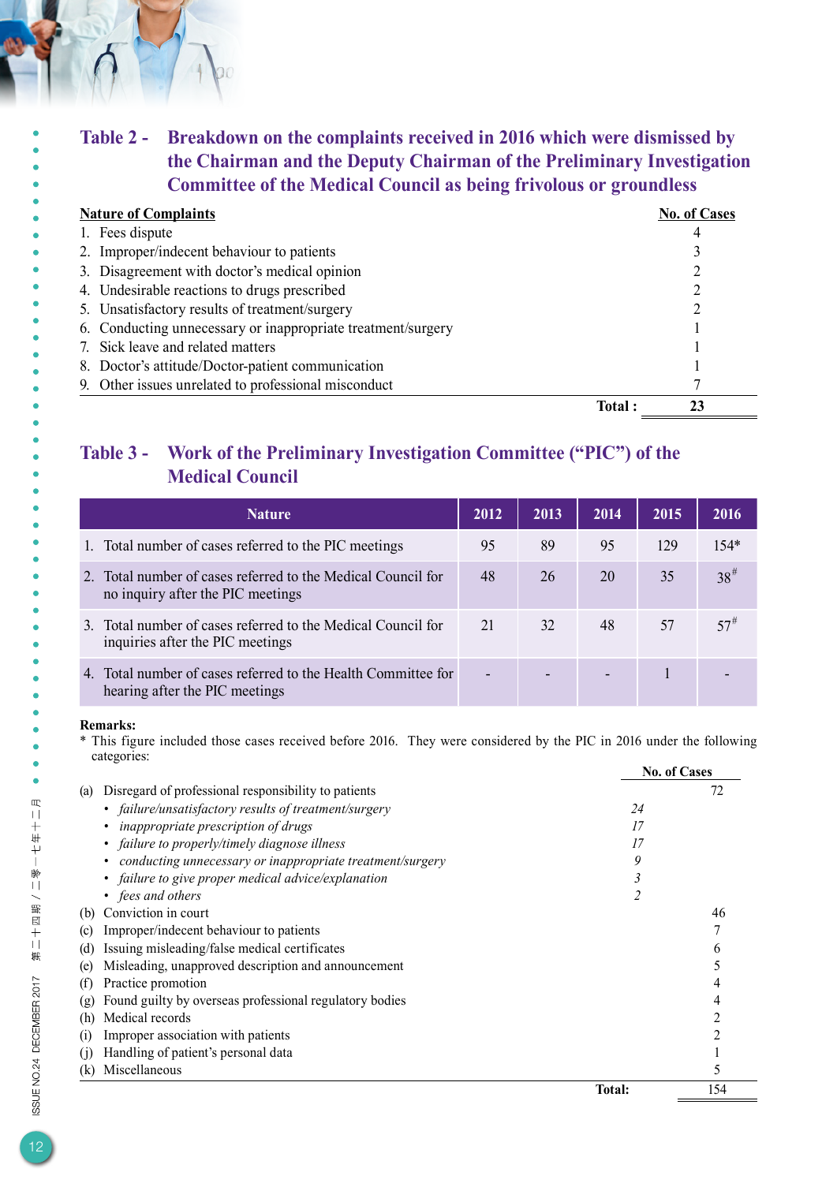## Table 2 - Breakdown on the complaints received in 2016 which were dismissed by the Chairman and the Deputy Chairman of the Preliminary Investigation Committee of the Medical Council as being frivolous or groundless

| Nature of Complaints | No. of Cases |
|---|---|
| 1. Fees dispute | 4 |
| 2. Improper/indecent behaviour to patients | 3 |
| 3. Disagreement with doctor's medical opinion | 2 |
| 4. Undesirable reactions to drugs prescribed | 2 |
| 5. Unsatisfactory results of treatment/surgery | 2 |
| 6. Conducting unnecessary or inappropriate treatment/surgery | 1 |
| 7. Sick leave and related matters | 1 |
| 8. Doctor's attitude/Doctor-patient communication | 1 |
| 9. Other issues unrelated to professional misconduct | 7 |
| **Total :** | **23** |

## Table 3 - Work of the Preliminary Investigation Committee ("PIC") of the Medical Council

| Nature | 2012 | 2013 | 2014 | 2015 | 2016 |
|---|---|---|---|---|---|
| 1. Total number of cases referred to the PIC meetings | 95 | 89 | 95 | 129 | 154* |
| 2. Total number of cases referred to the Medical Council for no inquiry after the PIC meetings | 48 | 26 | 20 | 35 | 38# |
| 3. Total number of cases referred to the Medical Council for inquiries after the PIC meetings | 21 | 32 | 48 | 57 | 57# |
| 4. Total number of cases referred to the Health Committee for hearing after the PIC meetings | - | - | - | 1 | - |

**Remarks:**

* This figure included those cases received before 2016. They were considered by the PIC in 2016 under the following categories:

| | | No. of Cases |
|---|---|---|
| (a) Disregard of professional responsibility to patients | | 72 |
| • *failure/unsatisfactory results of treatment/surgery* | *24* | |
| • *inappropriate prescription of drugs* | *17* | |
| • *failure to properly/timely diagnose illness* | *17* | |
| • *conducting unnecessary or inappropriate treatment/surgery* | *9* | |
| • *failure to give proper medical advice/explanation* | *3* | |
| • *fees and others* | *2* | |
| (b) Conviction in court | | 46 |
| (c) Improper/indecent behaviour to patients | | 7 |
| (d) Issuing misleading/false medical certificates | | 6 |
| (e) Misleading, unapproved description and announcement | | 5 |
| (f) Practice promotion | | 4 |
| (g) Found guilty by overseas professional regulatory bodies | | 4 |
| (h) Medical records | | 2 |
| (i) Improper association with patients | | 2 |
| (j) Handling of patient's personal data | | 1 |
| (k) Miscellaneous | | 5 |
| **Total:** | | 154 |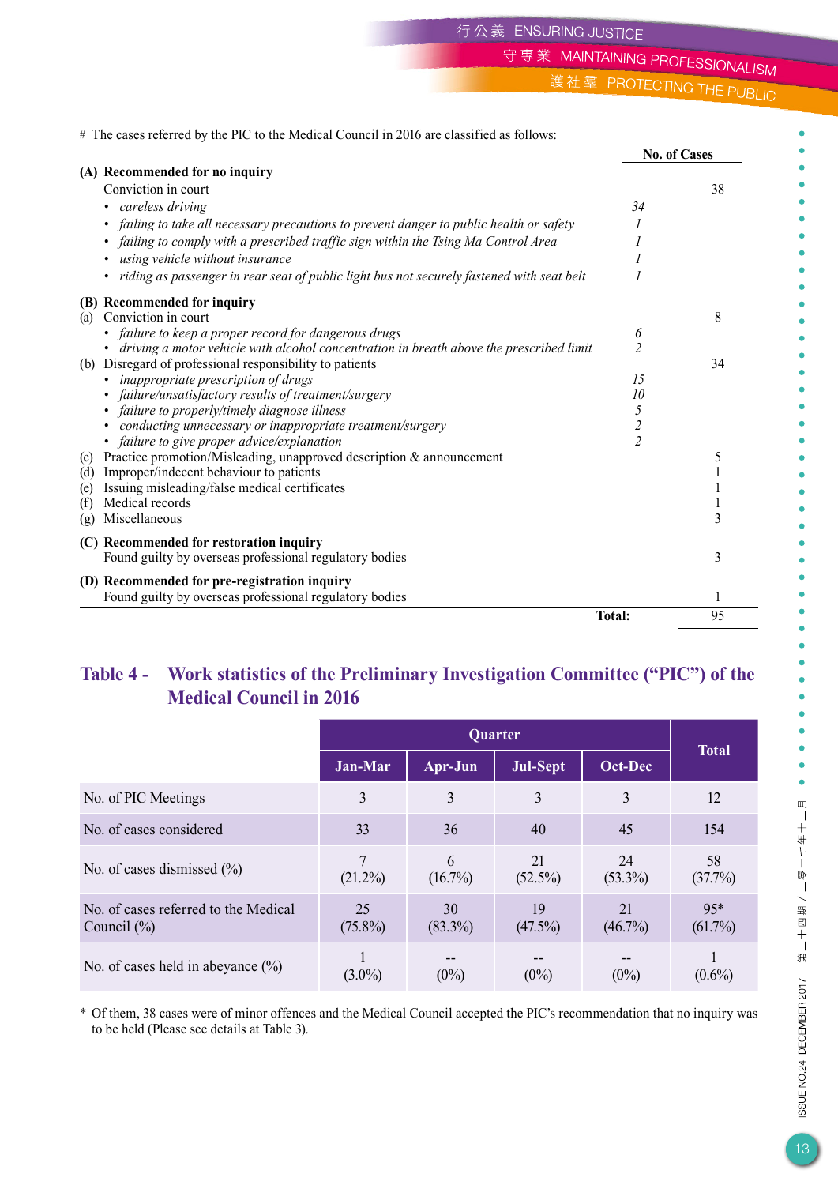\# The cases referred by the PIC to the Medical Council in 2016 are classified as follows:

| | | No. of Cases |
|---|---|---|
| **(A) Recommended for no inquiry** | | |
| Conviction in court | | 38 |
| • *careless driving* | *34* | |
| • *failing to take all necessary precautions to prevent danger to public health or safety* | *1* | |
| • *failing to comply with a prescribed traffic sign within the Tsing Ma Control Area* | *1* | |
| • *using vehicle without insurance* | *1* | |
| • *riding as passenger in rear seat of public light bus not securely fastened with seat belt* | *1* | |
| **(B) Recommended for inquiry** | | |
| (a) Conviction in court | | 8 |
| • *failure to keep a proper record for dangerous drugs* | *6* | |
| • *driving a motor vehicle with alcohol concentration in breath above the prescribed limit* | *2* | |
| (b) Disregard of professional responsibility to patients | | 34 |
| • *inappropriate prescription of drugs* | *15* | |
| • *failure/unsatisfactory results of treatment/surgery* | *10* | |
| • *failure to properly/timely diagnose illness* | *5* | |
| • *conducting unnecessary or inappropriate treatment/surgery* | *2* | |
| • *failure to give proper advice/explanation* | *2* | |
| (c) Practice promotion/Misleading, unapproved description & announcement | | 5 |
| (d) Improper/indecent behaviour to patients | | 1 |
| (e) Issuing misleading/false medical certificates | | 1 |
| (f) Medical records | | 1 |
| (g) Miscellaneous | | 3 |
| **(C) Recommended for restoration inquiry** | | |
| Found guilty by overseas professional regulatory bodies | | 3 |
| **(D) Recommended for pre-registration inquiry** | | |
| Found guilty by overseas professional regulatory bodies | | 1 |
| | **Total:** | 95 |

## Table 4 - Work statistics of the Preliminary Investigation Committee ("PIC") of the Medical Council in 2016

| | Quarter | | | | Total |
|---|---|---|---|---|---|
| | Jan-Mar | Apr-Jun | Jul-Sept | Oct-Dec | |
| No. of PIC Meetings | 3 | 3 | 3 | 3 | 12 |
| No. of cases considered | 33 | 36 | 40 | 45 | 154 |
| No. of cases dismissed (%) | 7 (21.2%) | 6 (16.7%) | 21 (52.5%) | 24 (53.3%) | 58 (37.7%) |
| No. of cases referred to the Medical Council (%) | 25 (75.8%) | 30 (83.3%) | 19 (47.5%) | 21 (46.7%) | 95* (61.7%) |
| No. of cases held in abeyance (%) | 1 (3.0%) | -- (0%) | -- (0%) | -- (0%) | 1 (0.6%) |

\* Of them, 38 cases were of minor offences and the Medical Council accepted the PIC's recommendation that no inquiry was to be held (Please see details at Table 3).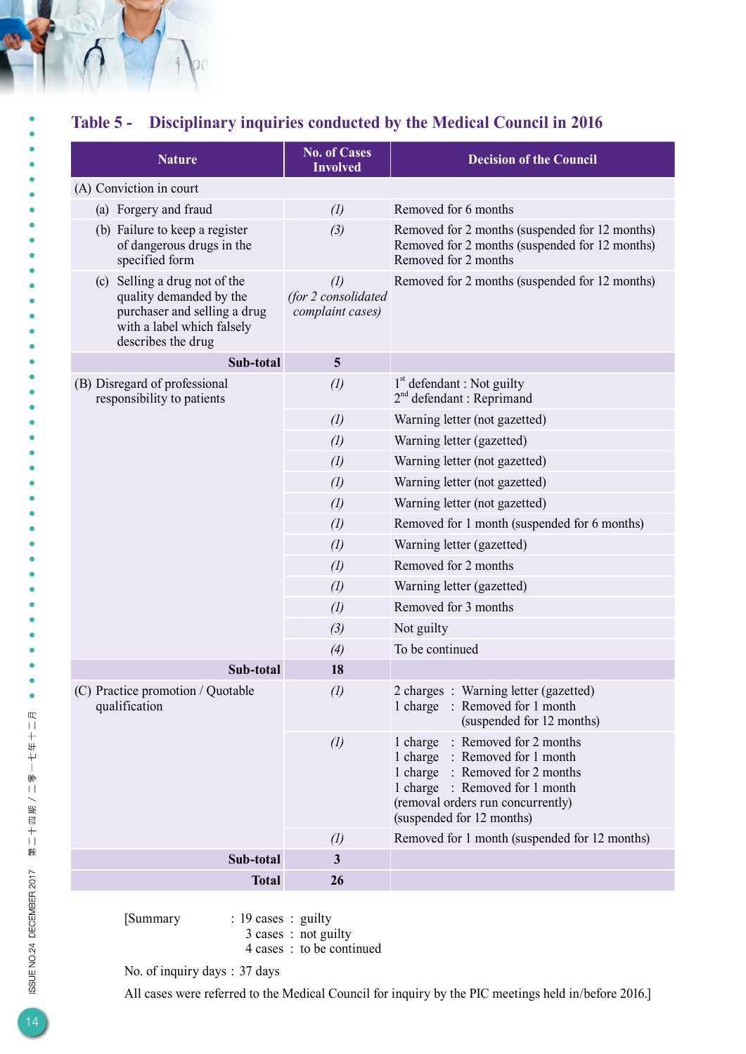## Table 5 - Disciplinary inquiries conducted by the Medical Council in 2016

| Nature | No. of Cases Involved | Decision of the Council |
|---|---|---|
| (A) Conviction in court | | |
| (a) Forgery and fraud | *(1)* | Removed for 6 months |
| (b) Failure to keep a register of dangerous drugs in the specified form | *(3)* | Removed for 2 months (suspended for 12 months)<br>Removed for 2 months (suspended for 12 months)<br>Removed for 2 months |
| (c) Selling a drug not of the quality demanded by the purchaser and selling a drug with a label which falsely describes the drug | *(1)*<br>*(for 2 consolidated complaint cases)* | Removed for 2 months (suspended for 12 months) |
| **Sub-total** | **5** | |
| (B) Disregard of professional responsibility to patients | *(1)* | 1st defendant : Not guilty<br>2nd defendant : Reprimand |
| | *(1)* | Warning letter (not gazetted) |
| | *(1)* | Warning letter (gazetted) |
| | *(1)* | Warning letter (not gazetted) |
| | *(1)* | Warning letter (not gazetted) |
| | *(1)* | Warning letter (not gazetted) |
| | *(1)* | Removed for 1 month (suspended for 6 months) |
| | *(1)* | Warning letter (gazetted) |
| | *(1)* | Removed for 2 months |
| | *(1)* | Warning letter (gazetted) |
| | *(1)* | Removed for 3 months |
| | *(3)* | Not guilty |
| | *(4)* | To be continued |
| **Sub-total** | **18** | |
| (C) Practice promotion / Quotable qualification | *(1)* | 2 charges : Warning letter (gazetted)<br>1 charge : Removed for 1 month (suspended for 12 months) |
| | *(1)* | 1 charge : Removed for 2 months<br>1 charge : Removed for 1 month<br>1 charge : Removed for 2 months<br>1 charge : Removed for 1 month<br>(removal orders run concurrently)<br>(suspended for 12 months) |
| | *(1)* | Removed for 1 month (suspended for 12 months) |
| **Sub-total** | **3** | |
| **Total** | **26** | |

[Summary : 19 cases : guilty
3 cases : not guilty
4 cases : to be continued

No. of inquiry days : 37 days

All cases were referred to the Medical Council for inquiry by the PIC meetings held in/before 2016.]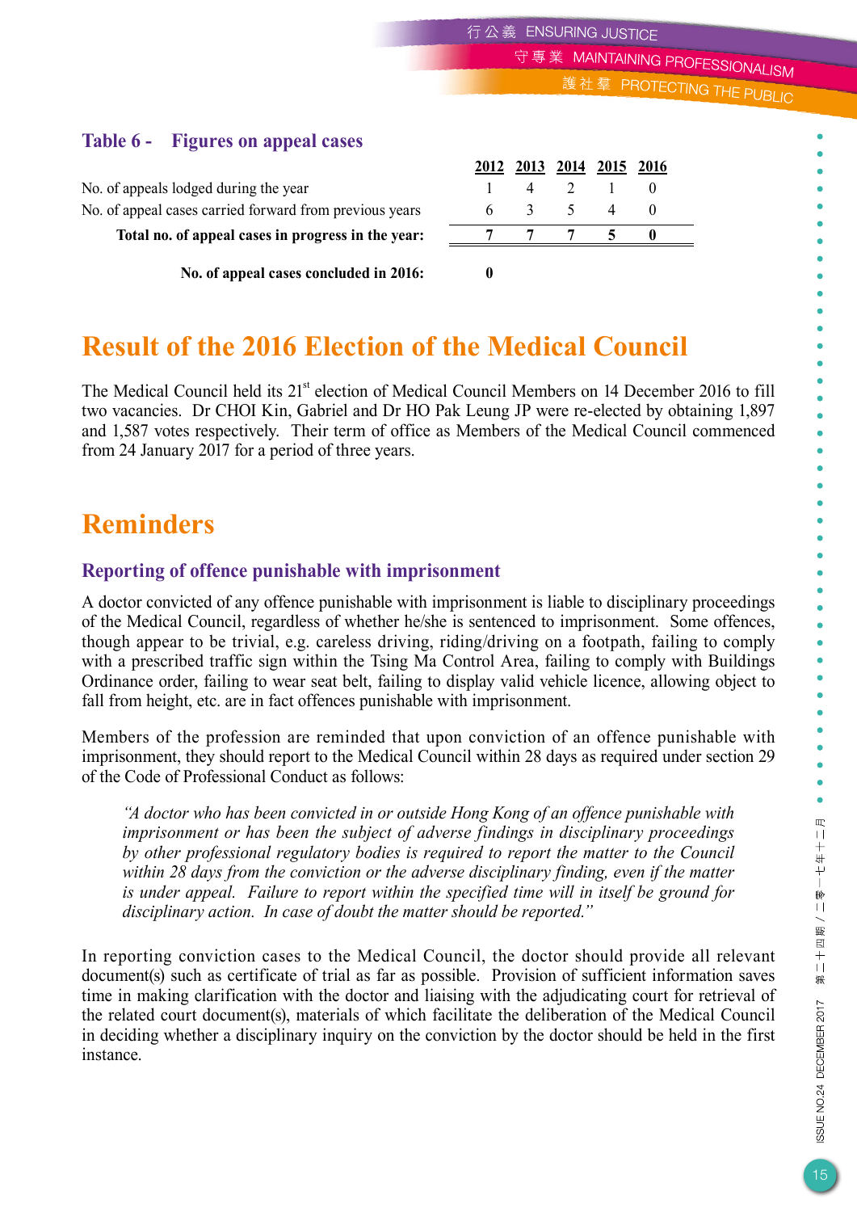### Table 6 - Figures on appeal cases

| | 2012 | 2013 | 2014 | 2015 | 2016 |
|---|---|---|---|---|---|
| No. of appeals lodged during the year | 1 | 4 | 2 | 1 | 0 |
| No. of appeal cases carried forward from previous years | 6 | 3 | 5 | 4 | 0 |
| **Total no. of appeal cases in progress in the year:** | **7** | **7** | **7** | **5** | **0** |

**No. of appeal cases concluded in 2016:** **0**

## Result of the 2016 Election of the Medical Council

The Medical Council held its 21st election of Medical Council Members on 14 December 2016 to fill two vacancies. Dr CHOI Kin, Gabriel and Dr HO Pak Leung JP were re-elected by obtaining 1,897 and 1,587 votes respectively. Their term of office as Members of the Medical Council commenced from 24 January 2017 for a period of three years.

## Reminders

### Reporting of offence punishable with imprisonment

A doctor convicted of any offence punishable with imprisonment is liable to disciplinary proceedings of the Medical Council, regardless of whether he/she is sentenced to imprisonment. Some offences, though appear to be trivial, e.g. careless driving, riding/driving on a footpath, failing to comply with a prescribed traffic sign within the Tsing Ma Control Area, failing to comply with Buildings Ordinance order, failing to wear seat belt, failing to display valid vehicle licence, allowing object to fall from height, etc. are in fact offences punishable with imprisonment.

Members of the profession are reminded that upon conviction of an offence punishable with imprisonment, they should report to the Medical Council within 28 days as required under section 29 of the Code of Professional Conduct as follows:

> *"A doctor who has been convicted in or outside Hong Kong of an offence punishable with imprisonment or has been the subject of adverse findings in disciplinary proceedings by other professional regulatory bodies is required to report the matter to the Council within 28 days from the conviction or the adverse disciplinary finding, even if the matter is under appeal. Failure to report within the specified time will in itself be ground for disciplinary action. In case of doubt the matter should be reported."*

In reporting conviction cases to the Medical Council, the doctor should provide all relevant document(s) such as certificate of trial as far as possible. Provision of sufficient information saves time in making clarification with the doctor and liaising with the adjudicating court for retrieval of the related court document(s), materials of which facilitate the deliberation of the Medical Council in deciding whether a disciplinary inquiry on the conviction by the doctor should be held in the first instance.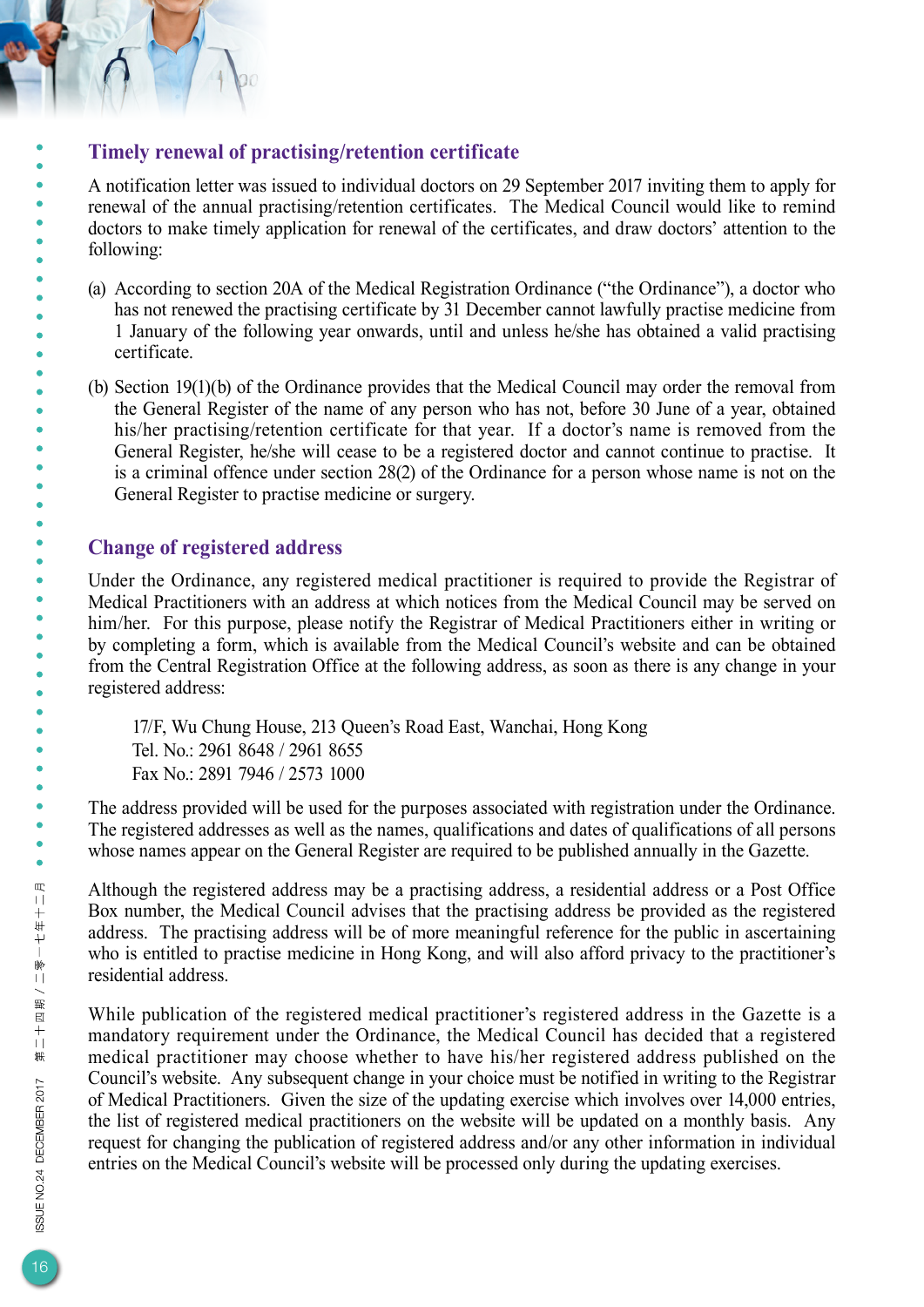## Timely renewal of practising/retention certificate

A notification letter was issued to individual doctors on 29 September 2017 inviting them to apply for renewal of the annual practising/retention certificates. The Medical Council would like to remind doctors to make timely application for renewal of the certificates, and draw doctors' attention to the following:

(a) According to section 20A of the Medical Registration Ordinance ("the Ordinance"), a doctor who has not renewed the practising certificate by 31 December cannot lawfully practise medicine from 1 January of the following year onwards, until and unless he/she has obtained a valid practising certificate.

(b) Section 19(1)(b) of the Ordinance provides that the Medical Council may order the removal from the General Register of the name of any person who has not, before 30 June of a year, obtained his/her practising/retention certificate for that year. If a doctor's name is removed from the General Register, he/she will cease to be a registered doctor and cannot continue to practise. It is a criminal offence under section 28(2) of the Ordinance for a person whose name is not on the General Register to practise medicine or surgery.

## Change of registered address

Under the Ordinance, any registered medical practitioner is required to provide the Registrar of Medical Practitioners with an address at which notices from the Medical Council may be served on him/her. For this purpose, please notify the Registrar of Medical Practitioners either in writing or by completing a form, which is available from the Medical Council's website and can be obtained from the Central Registration Office at the following address, as soon as there is any change in your registered address:

17/F, Wu Chung House, 213 Queen's Road East, Wanchai, Hong Kong
Tel. No.: 2961 8648 / 2961 8655
Fax No.: 2891 7946 / 2573 1000

The address provided will be used for the purposes associated with registration under the Ordinance. The registered addresses as well as the names, qualifications and dates of qualifications of all persons whose names appear on the General Register are required to be published annually in the Gazette.

Although the registered address may be a practising address, a residential address or a Post Office Box number, the Medical Council advises that the practising address be provided as the registered address. The practising address will be of more meaningful reference for the public in ascertaining who is entitled to practise medicine in Hong Kong, and will also afford privacy to the practitioner's residential address.

While publication of the registered medical practitioner's registered address in the Gazette is a mandatory requirement under the Ordinance, the Medical Council has decided that a registered medical practitioner may choose whether to have his/her registered address published on the Council's website. Any subsequent change in your choice must be notified in writing to the Registrar of Medical Practitioners. Given the size of the updating exercise which involves over 14,000 entries, the list of registered medical practitioners on the website will be updated on a monthly basis. Any request for changing the publication of registered address and/or any other information in individual entries on the Medical Council's website will be processed only during the updating exercises.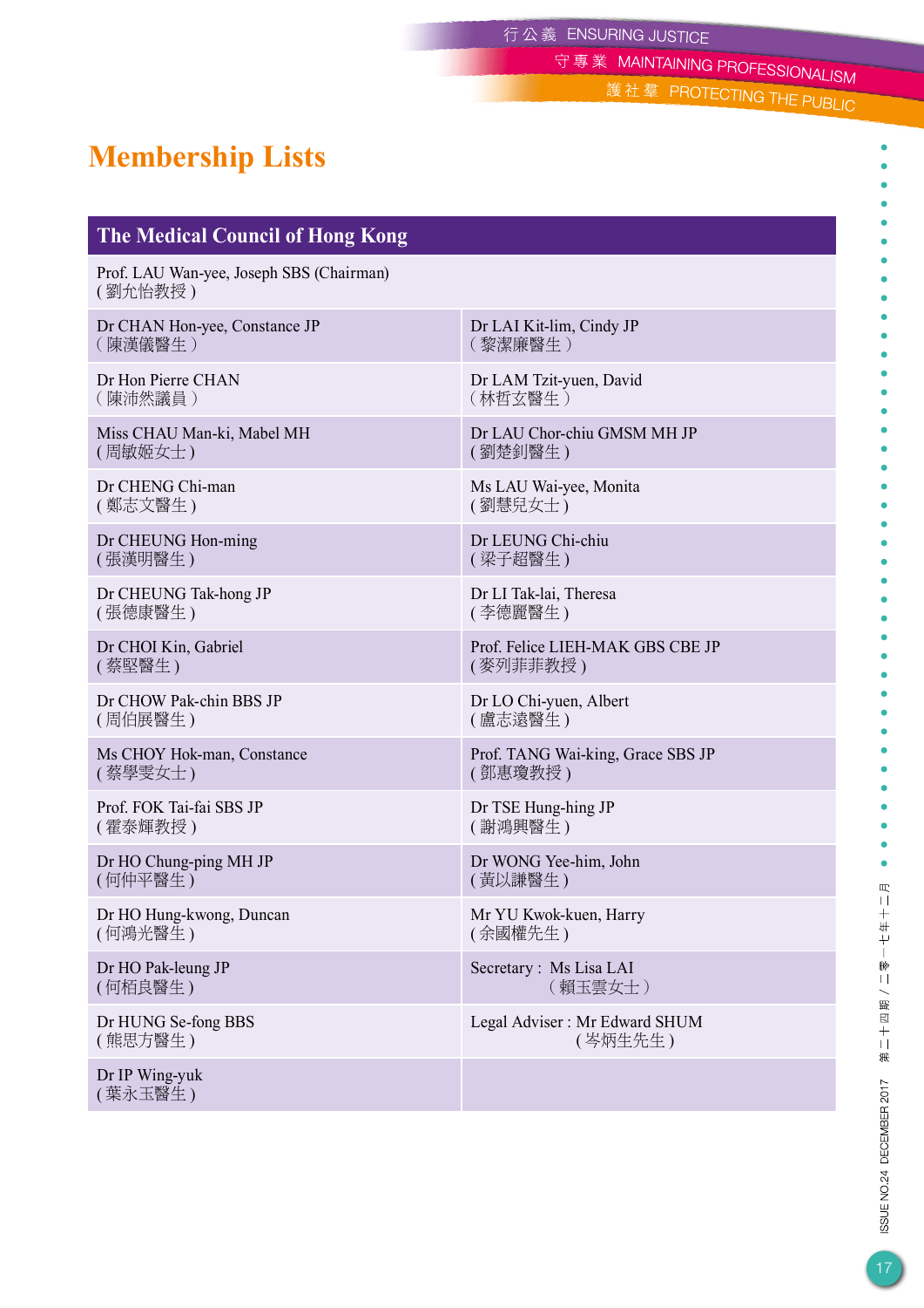# Membership Lists

| The Medical Council of Hong Kong | |
|---|---|
| Prof. LAU Wan-yee, Joseph SBS (Chairman)<br>( 劉允怡教授 ) | |
| Dr CHAN Hon-yee, Constance JP<br>( 陳漢儀醫生 ) | Dr LAI Kit-lim, Cindy JP<br>( 黎潔廉醫生 ) |
| Dr Hon Pierre CHAN<br>( 陳沛然議員 ) | Dr LAM Tzit-yuen, David<br>( 林哲玄醫生 ) |
| Miss CHAU Man-ki, Mabel MH<br>( 周敏姬女士 ) | Dr LAU Chor-chiu GMSM MH JP<br>( 劉楚釗醫生 ) |
| Dr CHENG Chi-man<br>( 鄭志文醫生 ) | Ms LAU Wai-yee, Monita<br>( 劉慧兒女士 ) |
| Dr CHEUNG Hon-ming<br>( 張漢明醫生 ) | Dr LEUNG Chi-chiu<br>( 梁子超醫生 ) |
| Dr CHEUNG Tak-hong JP<br>( 張德康醫生 ) | Dr LI Tak-lai, Theresa<br>( 李德麗醫生 ) |
| Dr CHOI Kin, Gabriel<br>( 蔡堅醫生 ) | Prof. Felice LIEH-MAK GBS CBE JP<br>( 麥列菲菲教授 ) |
| Dr CHOW Pak-chin BBS JP<br>( 周伯展醫生 ) | Dr LO Chi-yuen, Albert<br>( 盧志遠醫生 ) |
| Ms CHOY Hok-man, Constance<br>( 蔡學雯女士 ) | Prof. TANG Wai-king, Grace SBS JP<br>( 鄧惠瓊教授 ) |
| Prof. FOK Tai-fai SBS JP<br>( 霍泰輝教授 ) | Dr TSE Hung-hing JP<br>( 謝鴻興醫生 ) |
| Dr HO Chung-ping MH JP<br>( 何仲平醫生 ) | Dr WONG Yee-him, John<br>( 黃以謙醫生 ) |
| Dr HO Hung-kwong, Duncan<br>( 何鴻光醫生 ) | Mr YU Kwok-kuen, Harry<br>( 余國權先生 ) |
| Dr HO Pak-leung JP<br>( 何栢良醫生 ) | Secretary : Ms Lisa LAI<br>( 賴玉雲女士 ) |
| Dr HUNG Se-fong BBS<br>( 熊思方醫生 ) | Legal Adviser : Mr Edward SHUM<br>( 岑炳生先生 ) |
| Dr IP Wing-yuk<br>( 葉永玉醫生 ) | |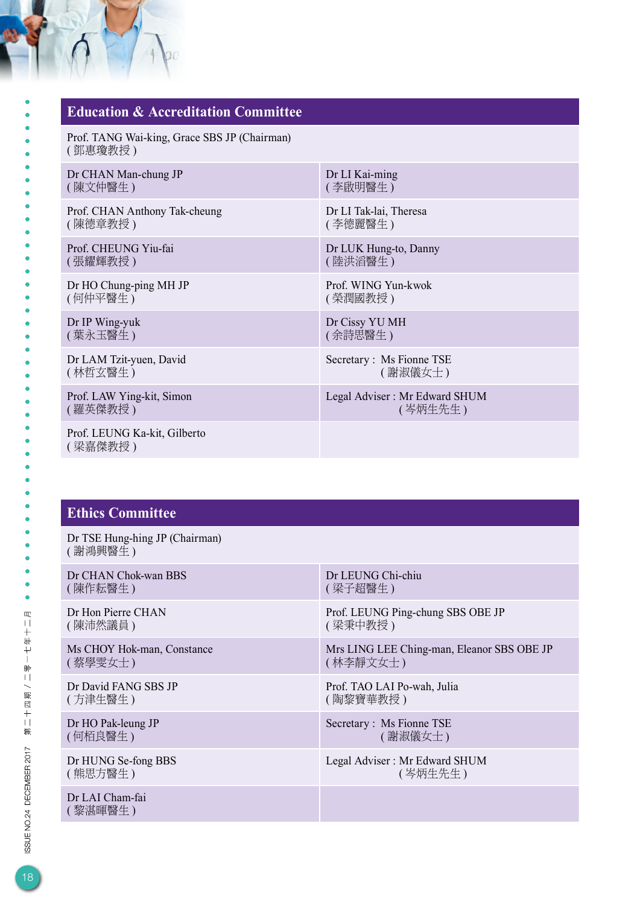## Education & Accreditation Committee

Prof. TANG Wai-king, Grace SBS JP (Chairman)
( 鄧惠瓊教授 )

| | |
|---|---|
| Dr CHAN Man-chung JP ( 陳文仲醫生 ) | Dr LI Kai-ming ( 李啟明醫生 ) |
| Prof. CHAN Anthony Tak-cheung ( 陳德章教授 ) | Dr LI Tak-lai, Theresa ( 李德麗醫生 ) |
| Prof. CHEUNG Yiu-fai ( 張耀輝教授 ) | Dr LUK Hung-to, Danny ( 陸洪滔醫生 ) |
| Dr HO Chung-ping MH JP ( 何仲平醫生 ) | Prof. WING Yun-kwok ( 榮潤國教授 ) |
| Dr IP Wing-yuk ( 葉永玉醫生 ) | Dr Cissy YU MH ( 余詩思醫生 ) |
| Dr LAM Tzit-yuen, David ( 林哲玄醫生 ) | Secretary : Ms Fionne TSE ( 謝淑儀女士 ) |
| Prof. LAW Ying-kit, Simon ( 羅英傑教授 ) | Legal Adviser : Mr Edward SHUM ( 岑炳生先生 ) |
| Prof. LEUNG Ka-kit, Gilberto ( 梁嘉傑教授 ) | |

## Ethics Committee

Dr TSE Hung-hing JP (Chairman)
( 謝鴻興醫生 )

| | |
|---|---|
| Dr CHAN Chok-wan BBS ( 陳作耘醫生 ) | Dr LEUNG Chi-chiu ( 梁子超醫生 ) |
| Dr Hon Pierre CHAN ( 陳沛然議員 ) | Prof. LEUNG Ping-chung SBS OBE JP ( 梁秉中教授 ) |
| Ms CHOY Hok-man, Constance ( 蔡學雯女士 ) | Mrs LING LEE Ching-man, Eleanor SBS OBE JP ( 林李靜文女士 ) |
| Dr David FANG SBS JP ( 方津生醫生 ) | Prof. TAO LAI Po-wah, Julia ( 陶黎寶華教授 ) |
| Dr HO Pak-leung JP ( 何栢良醫生 ) | Secretary : Ms Fionne TSE ( 謝淑儀女士 ) |
| Dr HUNG Se-fong BBS ( 熊思方醫生 ) | Legal Adviser : Mr Edward SHUM ( 岑炳生先生 ) |
| Dr LAI Cham-fai ( 黎湛暉醫生 ) | |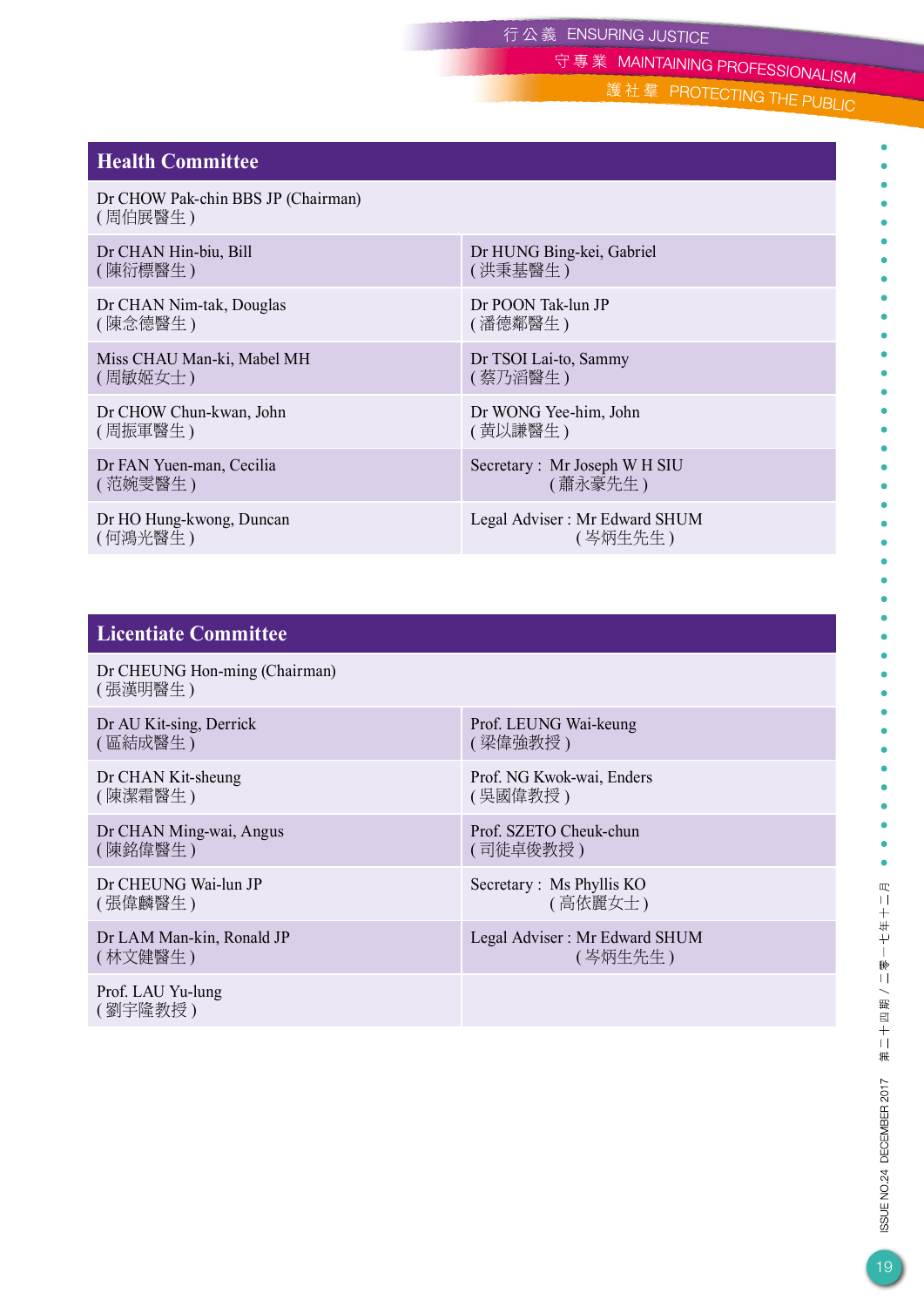## Health Committee

| Dr CHOW Pak-chin BBS JP (Chairman)<br>( 周伯展醫生 ) | |
|---|---|
| Dr CHAN Hin-biu, Bill<br>( 陳衍標醫生 ) | Dr HUNG Bing-kei, Gabriel<br>( 洪秉基醫生 ) |
| Dr CHAN Nim-tak, Douglas<br>( 陳念德醫生 ) | Dr POON Tak-lun JP<br>( 潘德鄰醫生 ) |
| Miss CHAU Man-ki, Mabel MH<br>( 周敏姬女士 ) | Dr TSOI Lai-to, Sammy<br>( 蔡乃滔醫生 ) |
| Dr CHOW Chun-kwan, John<br>( 周振軍醫生 ) | Dr WONG Yee-him, John<br>( 黃以謙醫生 ) |
| Dr FAN Yuen-man, Cecilia<br>( 范婉雯醫生 ) | Secretary : Mr Joseph W H SIU<br>( 蕭永豪先生 ) |
| Dr HO Hung-kwong, Duncan<br>( 何鴻光醫生 ) | Legal Adviser : Mr Edward SHUM<br>( 岑炳生先生 ) |

## Licentiate Committee

| Dr CHEUNG Hon-ming (Chairman)<br>( 張漢明醫生 ) | |
|---|---|
| Dr AU Kit-sing, Derrick<br>( 區結成醫生 ) | Prof. LEUNG Wai-keung<br>( 梁偉強教授 ) |
| Dr CHAN Kit-sheung<br>( 陳潔霜醫生 ) | Prof. NG Kwok-wai, Enders<br>( 吳國偉教授 ) |
| Dr CHAN Ming-wai, Angus<br>( 陳銘偉醫生 ) | Prof. SZETO Cheuk-chun<br>( 司徒卓俊教授 ) |
| Dr CHEUNG Wai-lun JP<br>( 張偉麟醫生 ) | Secretary : Ms Phyllis KO<br>( 高依麗女士 ) |
| Dr LAM Man-kin, Ronald JP<br>( 林文健醫生 ) | Legal Adviser : Mr Edward SHUM<br>( 岑炳生先生 ) |
| Prof. LAU Yu-lung<br>( 劉宇隆教授 ) | |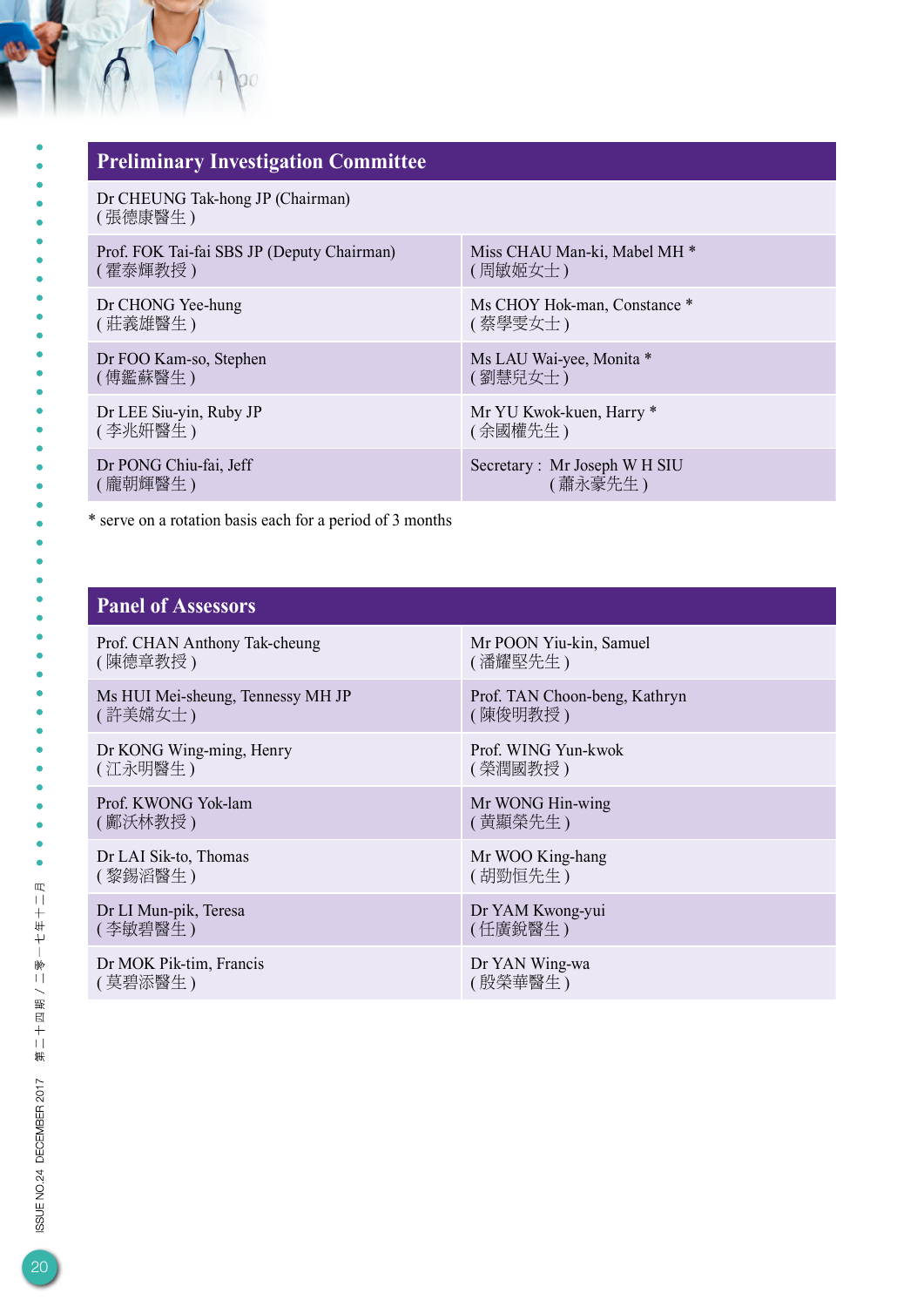## Preliminary Investigation Committee

| | |
|---|---|
| Dr CHEUNG Tak-hong JP (Chairman)<br>( 張德康醫生 ) | |
| Prof. FOK Tai-fai SBS JP (Deputy Chairman)<br>( 霍泰輝教授 ) | Miss CHAU Man-ki, Mabel MH *<br>( 周敏姬女士 ) |
| Dr CHONG Yee-hung<br>( 莊義雄醫生 ) | Ms CHOY Hok-man, Constance *<br>( 蔡學雯女士 ) |
| Dr FOO Kam-so, Stephen<br>( 傅鑑蘇醫生 ) | Ms LAU Wai-yee, Monita *<br>( 劉慧兒女士 ) |
| Dr LEE Siu-yin, Ruby JP<br>( 李兆妍醫生 ) | Mr YU Kwok-kuen, Harry *<br>( 余國權先生 ) |
| Dr PONG Chiu-fai, Jeff<br>( 龐朝輝醫生 ) | Secretary : Mr Joseph W H SIU<br>( 蕭永豪先生 ) |

* serve on a rotation basis each for a period of 3 months

## Panel of Assessors

| | |
|---|---|
| Prof. CHAN Anthony Tak-cheung<br>( 陳德章教授 ) | Mr POON Yiu-kin, Samuel<br>( 潘耀堅先生 ) |
| Ms HUI Mei-sheung, Tennessy MH JP<br>( 許美嫦女士 ) | Prof. TAN Choon-beng, Kathryn<br>( 陳俊明教授 ) |
| Dr KONG Wing-ming, Henry<br>( 江永明醫生 ) | Prof. WING Yun-kwok<br>( 榮潤國教授 ) |
| Prof. KWONG Yok-lam<br>( 鄺沃林教授 ) | Mr WONG Hin-wing<br>( 黃顯榮先生 ) |
| Dr LAI Sik-to, Thomas<br>( 黎錫滔醫生 ) | Mr WOO King-hang<br>( 胡勁恒先生 ) |
| Dr LI Mun-pik, Teresa<br>( 李敏碧醫生 ) | Dr YAM Kwong-yui<br>( 任廣銳醫生 ) |
| Dr MOK Pik-tim, Francis<br>( 莫碧添醫生 ) | Dr YAN Wing-wa<br>( 殷榮華醫生 ) |